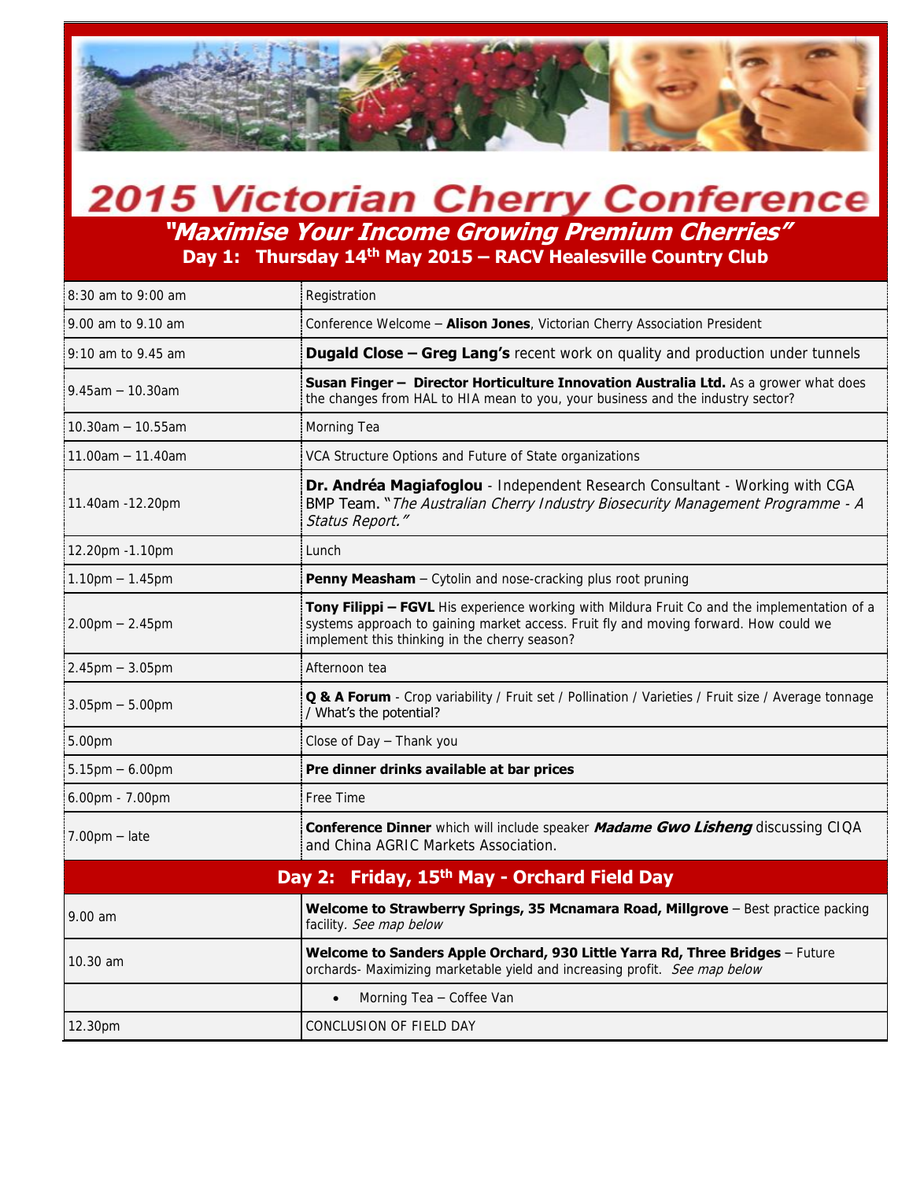# 2015 Victorian Cherry Conference

## *"Maximise Your Income Growing Premium Cherries"*

### Day 1: Thursday 14th May 2015 – RACV Healesville Country Club

| | |
|---|---|
| 8:30 am to 9:00 am | Registration |
| 9.00 am to 9.10 am | Conference Welcome – **Alison Jones**, Victorian Cherry Association President |
| 9:10 am to 9.45 am | **Dugald Close – Greg Lang's** recent work on quality and production under tunnels |
| 9.45am – 10.30am | **Susan Finger – Director Horticulture Innovation Australia Ltd.** As a grower what does the changes from HAL to HIA mean to you, your business and the industry sector? |
| 10.30am – 10.55am | Morning Tea |
| 11.00am – 11.40am | VCA Structure Options and Future of State organizations |
| 11.40am -12.20pm | **Dr. Andréa Magiafoglou** - Independent Research Consultant - Working with CGA BMP Team. "*The Australian Cherry Industry Biosecurity Management Programme - A Status Report.*" |
| 12.20pm -1.10pm | Lunch |
| 1.10pm – 1.45pm | **Penny Measham** – Cytolin and nose-cracking plus root pruning |
| 2.00pm – 2.45pm | **Tony Filippi – FGVL** His experience working with Mildura Fruit Co and the implementation of a systems approach to gaining market access. Fruit fly and moving forward. How could we implement this thinking in the cherry season? |
| 2.45pm – 3.05pm | Afternoon tea |
| 3.05pm – 5.00pm | **Q & A Forum** - Crop variability / Fruit set / Pollination / Varieties / Fruit size / Average tonnage / What's the potential? |
| 5.00pm | Close of Day – Thank you |
| 5.15pm – 6.00pm | **Pre dinner drinks available at bar prices** |
| 6.00pm - 7.00pm | Free Time |
| 7.00pm – late | **Conference Dinner** which will include speaker ***Madame Gwo Lisheng*** discussing CIQA and China AGRIC Markets Association. |

### Day 2: Friday, 15th May - Orchard Field Day

| | |
|---|---|
| 9.00 am | **Welcome to Strawberry Springs, 35 Mcnamara Road, Millgrove** – Best practice packing facility. *See map below* |
| 10.30 am | **Welcome to Sanders Apple Orchard, 930 Little Yarra Rd, Three Bridges** – Future orchards- Maximizing marketable yield and increasing profit. *See map below* |
| | • Morning Tea – Coffee Van |
| 12.30pm | CONCLUSION OF FIELD DAY |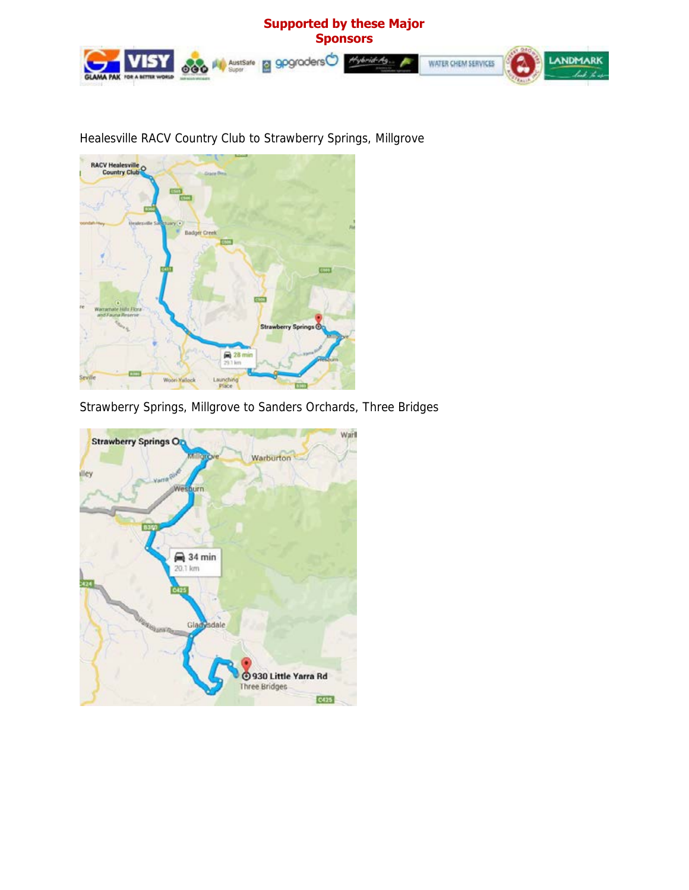Healesville RACV Country Club to Strawberry Springs, Millgrove

Strawberry Springs, Millgrove to Sanders Orchards, Three Bridges